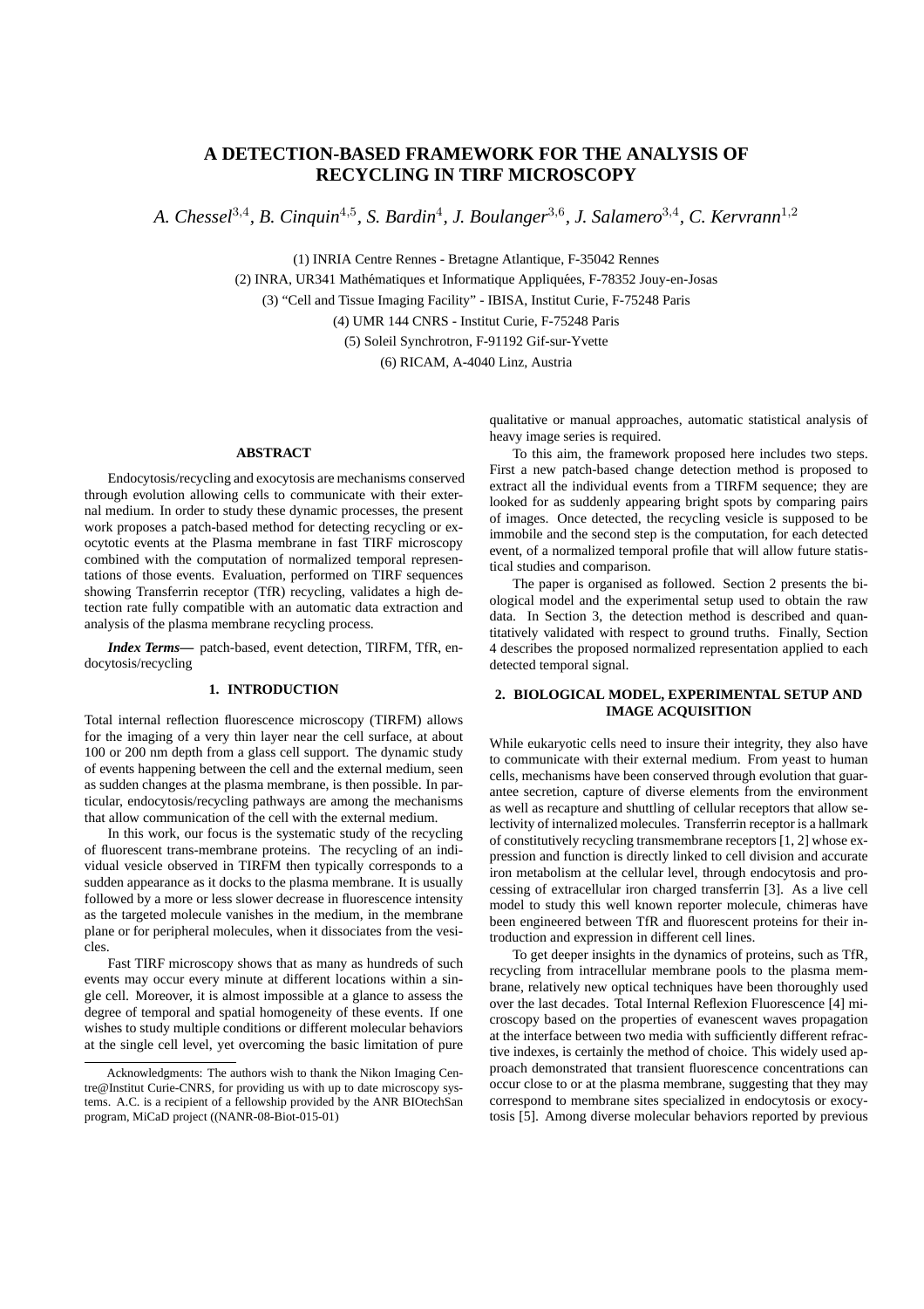# A DETECTION-BASED FRAMEWORK FOR THE ANALYSIS OF RECYCLING IN TIRF MICROSCOPY

*A. Chessel*[3,4], *B. Cinquin*[4,5], *S. Bardin*[4], *J. Boulanger*[3,6], *J. Salamero*[3,4], *C. Kervrann*[1,2]

(1) INRIA Centre Rennes - Bretagne Atlantique, F-35042 Rennes
(2) INRA, UR341 Mathématiques et Informatique Appliquées, F-78352 Jouy-en-Josas
(3) "Cell and Tissue Imaging Facility" - IBISA, Institut Curie, F-75248 Paris
(4) UMR 144 CNRS - Institut Curie, F-75248 Paris
(5) Soleil Synchrotron, F-91192 Gif-sur-Yvette
(6) RICAM, A-4040 Linz, Austria

## ABSTRACT

Endocytosis/recycling and exocytosis are mechanisms conserved through evolution allowing cells to communicate with their external medium. In order to study these dynamic processes, the present work proposes a patch-based method for detecting recycling or exocytotic events at the Plasma membrane in fast TIRF microscopy combined with the computation of normalized temporal representations of those events. Evaluation, performed on TIRF sequences showing Transferrin receptor (TfR) recycling, validates a high detection rate fully compatible with an automatic data extraction and analysis of the plasma membrane recycling process.

***Index Terms***— patch-based, event detection, TIRFM, TfR, endocytosis/recycling

## 1. INTRODUCTION

Total internal reflection fluorescence microscopy (TIRFM) allows for the imaging of a very thin layer near the cell surface, at about 100 or 200 nm depth from a glass cell support. The dynamic study of events happening between the cell and the external medium, seen as sudden changes at the plasma membrane, is then possible. In particular, endocytosis/recycling pathways are among the mechanisms that allow communication of the cell with the external medium.

In this work, our focus is the systematic study of the recycling of fluorescent trans-membrane proteins. The recycling of an individual vesicle observed in TIRFM then typically corresponds to a sudden appearance as it docks to the plasma membrane. It is usually followed by a more or less slower decrease in fluorescence intensity as the targeted molecule vanishes in the medium, in the membrane plane or for peripheral molecules, when it dissociates from the vesicles.

Fast TIRF microscopy shows that as many as hundreds of such events may occur every minute at different locations within a single cell. Moreover, it is almost impossible at a glance to assess the degree of temporal and spatial homogeneity of these events. If one wishes to study multiple conditions or different molecular behaviors at the single cell level, yet overcoming the basic limitation of pure qualitative or manual approaches, automatic statistical analysis of heavy image series is required.

To this aim, the framework proposed here includes two steps. First a new patch-based change detection method is proposed to extract all the individual events from a TIRFM sequence; they are looked for as suddenly appearing bright spots by comparing pairs of images. Once detected, the recycling vesicle is supposed to be immobile and the second step is the computation, for each detected event, of a normalized temporal profile that will allow future statistical studies and comparison.

The paper is organised as followed. Section 2 presents the biological model and the experimental setup used to obtain the raw data. In Section 3, the detection method is described and quantitatively validated with respect to ground truths. Finally, Section 4 describes the proposed normalized representation applied to each detected temporal signal.

Acknowledgments: The authors wish to thank the Nikon Imaging Centre@Institut Curie-CNRS, for providing us with up to date microscopy systems. A.C. is a recipient of a fellowship provided by the ANR BIOtechSan program, MiCaD project ((NANR-08-Biot-015-01)

## 2. BIOLOGICAL MODEL, EXPERIMENTAL SETUP AND IMAGE ACQUISITION

While eukaryotic cells need to insure their integrity, they also have to communicate with their external medium. From yeast to human cells, mechanisms have been conserved through evolution that guarantee secretion, capture of diverse elements from the environment as well as recapture and shuttling of cellular receptors that allow selectivity of internalized molecules. Transferrin receptor is a hallmark of constitutively recycling transmembrane receptors [1, 2] whose expression and function is directly linked to cell division and accurate iron metabolism at the cellular level, through endocytosis and processing of extracellular iron charged transferrin [3]. As a live cell model to study this well known reporter molecule, chimeras have been engineered between TfR and fluorescent proteins for their introduction and expression in different cell lines.

To get deeper insights in the dynamics of proteins, such as TfR, recycling from intracellular membrane pools to the plasma membrane, relatively new optical techniques have been thoroughly used over the last decades. Total Internal Reflexion Fluorescence [4] microscopy based on the properties of evanescent waves propagation at the interface between two media with sufficiently different refractive indexes, is certainly the method of choice. This widely used approach demonstrated that transient fluorescence concentrations can occur close to or at the plasma membrane, suggesting that they may correspond to membrane sites specialized in endocytosis or exocytosis [5]. Among diverse molecular behaviors reported by previous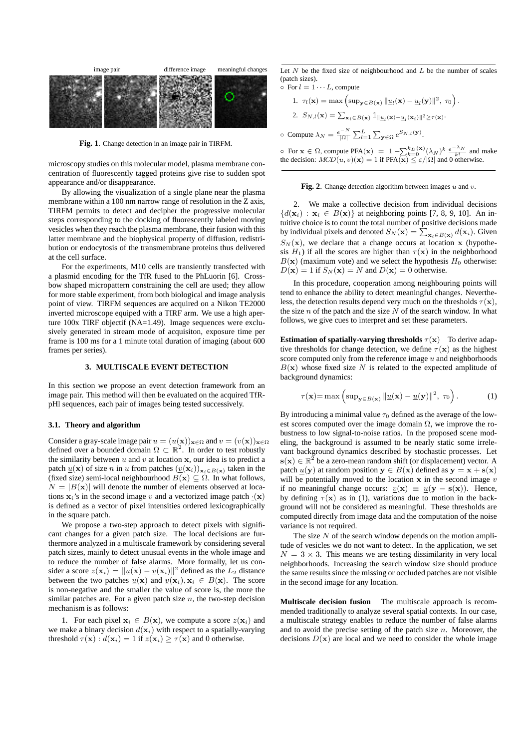image pair difference image meaningful changes

**Fig. 1**. Change detection in an image pair in TIRFM.

microscopy studies on this molecular model, plasma membrane concentration of fluorescently tagged proteins give rise to sudden spot appearance and/or disappearance.

By allowing the visualization of a single plane near the plasma membrane within a 100 nm narrow range of resolution in the Z axis, TIRFM permits to detect and decipher the progressive molecular steps corresponding to the docking of fluorescently labeled moving vesicles when they reach the plasma membrane, their fusion with this latter membrane and the biophysical property of diffusion, redistribution or endocytosis of the transmembrane proteins thus delivered at the cell surface.

For the experiments, M10 cells are transiently transfected with a plasmid encoding for the TfR fused to the PhLuorin [6]. Crossbow shaped micropattern constraining the cell are used; they allow for more stable experiment, from both biological and image analysis point of view. TIRFM sequences are acquired on a Nikon TE2000 inverted microscope equiped with a TIRF arm. We use a high aperture 100x TIRF objectif (NA=1.49). Image sequences were exclusively generated in stream mode of acquisiton, exposure time per frame is 100 ms for a 1 minute total duration of imaging (about 600 frames per series).

## 3. MULTISCALE EVENT DETECTION

In this section we propose an event detection framework from an image pair. This method will then be evaluated on the acquired TfR-pHl sequences, each pair of images being tested successively.

### 3.1. Theory and algorithm

Consider a gray-scale image pair $u = (u(\mathbf{x}))_{\mathbf{x}\in\Omega}$ and $v = (v(\mathbf{x}))_{\mathbf{x}\in\Omega}$ defined over a bounded domain $\Omega \subset \mathbb{R}^2$. In order to test robustly the similarity between $u$ and $v$ at location $\mathbf{x}$, our idea is to predict a patch $\underline{u}(\mathbf{x})$ of size $n$ in $u$ from patches $(\underline{v}(\mathbf{x}_i))_{\mathbf{x}_i\in B(\mathbf{x})}$ taken in the (fixed size) semi-local neighbourhood $B(\mathbf{x}) \subseteq \Omega$. In what follows, $N = |B(\mathbf{x})|$ will denote the number of elements observed at locations $\mathbf{x}_i$'s in the second image $v$ and a vectorized image patch $\underline{\cdot}(\mathbf{x})$ is defined as a vector of pixel intensities ordered lexicographically in the square patch.

We propose a two-step approach to detect pixels with significant changes for a given patch size. The local decisions are furthermore analyzed in a multiscale framework by considering several patch sizes, mainly to detect unusual events in the whole image and to reduce the number of false alarms. More formally, let us consider a score $z(\mathbf{x}_i) = \|\underline{u}(\mathbf{x}) - \underline{v}(\mathbf{x}_i)\|^2$ defined as the $L_2$ distance between the two patches $\underline{u}(\mathbf{x})$ and $\underline{v}(\mathbf{x}_i), \mathbf{x}_i \in B(\mathbf{x})$. The score is non-negative and the smaller the value of score is, the more the similar patches are. For a given patch size $n$, the two-step decision mechanism is as follows:

1. For each pixel $\mathbf{x}_i \in B(\mathbf{x})$, we compute a score $z(\mathbf{x}_i)$ and we make a binary decision $d(\mathbf{x}_i)$ with respect to a spatially-varying threshold $\tau(\mathbf{x}) : d(\mathbf{x}_i) = 1$ if $z(\mathbf{x}_i) \geq \tau(\mathbf{x})$ and 0 otherwise.

---

Let $N$ be the fixed size of neighbourhood and $L$ be the number of scales (patch sizes).

- For $l = 1 \cdots L$, compute
  1. $\tau_l(\mathbf{x}) = \max\left(\sup_{\mathbf{y}\in B(\mathbf{x})} \|\underline{u}_l(\mathbf{x}) - \underline{u}_l(\mathbf{y})\|^2,\ \tau_0\right)$.
  2. $S_{N,l}(\mathbf{x}) = \sum_{\mathbf{x}_i\in B(\mathbf{x})} \mathbb{1}_{\|\underline{u}_l(\mathbf{x}) - \underline{v}_l(\mathbf{x}_i)\|^2 \geq \tau(\mathbf{x})}$.
- Compute $\lambda_N = \frac{e^{-N}}{|\Omega|} \sum_{l=1}^{L} \sum_{\mathbf{y}\in\Omega} e^{S_{N,l}(\mathbf{y})}$.
- For $\mathbf{x} \in \Omega$, compute $\text{PFA}(\mathbf{x}) = 1 - \sum_{k=0}^{k_D(\mathbf{x})} (\lambda_N)^k \frac{e^{-\lambda_N}}{k!}$ and make the decision: $MCD(u,v)(\mathbf{x}) = 1$ if $\text{PFA}(\mathbf{x}) \leq \varepsilon/|\Omega|$ and 0 otherwise.

---

**Fig. 2**. Change detection algorithm between images $u$ and $v$.

2. We make a collective decision from individual decisions $\{d(\mathbf{x}_i) : \mathbf{x}_i \in B(\mathbf{x})\}$ at neighboring points [7, 8, 9, 10]. An intuitive choice is to count the total number of positive decisions made by individual pixels and denoted $S_N(\mathbf{x}) = \sum_{\mathbf{x}_i\in B(\mathbf{x})} d(\mathbf{x}_i)$. Given $S_N(\mathbf{x})$, we declare that a change occurs at location $\mathbf{x}$ (hypothesis $H_1$) if all the scores are higher than $\tau(\mathbf{x})$ in the neighborhood $B(\mathbf{x})$ (maximum vote) and we select the hypothesis $H_0$ otherwise: $D(\mathbf{x}) = 1$ if $S_N(\mathbf{x}) = N$ and $D(\mathbf{x}) = 0$ otherwise.

In this procedure, cooperation among neighbouring points will tend to enhance the ability to detect meaningful changes. Nevertheless, the detection results depend very much on the thresholds $\tau(\mathbf{x})$, the size $n$ of the patch and the size $N$ of the search window. In what follows, we give cues to interpret and set these parameters.

**Estimation of spatially-varying thresholds** $\tau(\mathbf{x})$ To derive adaptive thresholds for change detection, we define $\tau(\mathbf{x})$ as the highest score computed only from the reference image $u$ and neighborhoods $B(\mathbf{x})$ whose fixed size $N$ is related to the expected amplitude of background dynamics:

$$\tau(\mathbf{x}) = \max\left(\sup_{\mathbf{y}\in B(\mathbf{x})} \|\underline{u}(\mathbf{x}) - \underline{u}(\mathbf{y})\|^2,\ \tau_0\right). \tag{1}$$

By introducing a minimal value $\tau_0$ defined as the average of the lowest scores computed over the image domain $\Omega$, we improve the robustness to low signal-to-noise ratios. In the proposed scene modeling, the background is assumed to be nearly static some irrelevant background dynamics described by stochastic processes. Let $\mathbf{s}(\mathbf{x}) \in \mathbb{R}^2$ be a zero-mean random shift (or displacement) vector. A patch $\underline{u}(\mathbf{y})$ at random position $\mathbf{y} \in B(\mathbf{x})$ defined as $\mathbf{y} = \mathbf{x} + \mathbf{s}(\mathbf{x})$ will be potentially moved to the location $\mathbf{x}$ in the second image $v$ if no meaningful change occurs: $\underline{v}(\mathbf{x}) \equiv \underline{u}(\mathbf{y} - \mathbf{s}(\mathbf{x}))$. Hence, by defining $\tau(\mathbf{x})$ as in (1), variations due to motion in the background will not be considered as meaningful. These thresholds are computed directly from image data and the computation of the noise variance is not required.

The size $N$ of the search window depends on the motion amplitude of vesicles we do not want to detect. In the application, we set $N = 3 \times 3$. This means we are testing dissimilarity in very local neighborhoods. Increasing the search window size should produce the same results since the missing or occluded patches are not visible in the second image for any location.

**Multiscale decision fusion** The multiscale approach is recommended traditionally to analyze several spatial contexts. In our case, a multiscale strategy enables to reduce the number of false alarms and to avoid the precise setting of the patch size $n$. Moreover, the decisions $D(\mathbf{x})$ are local and we need to consider the whole image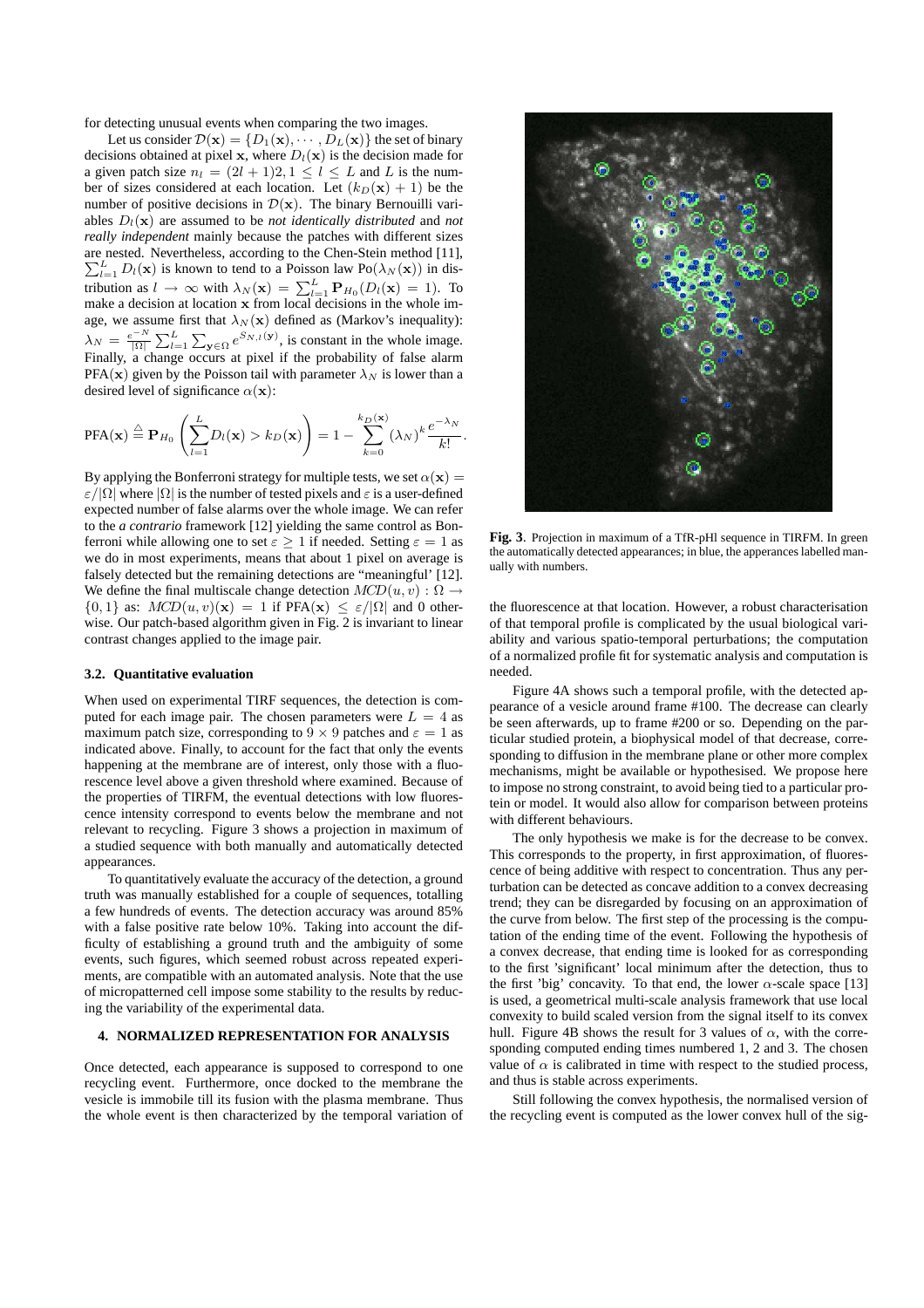for detecting unusual events when comparing the two images.

Let us consider $\mathcal{D}(\mathbf{x}) = \{D_1(\mathbf{x}), \cdots, D_L(\mathbf{x})\}$ the set of binary decisions obtained at pixel $\mathbf{x}$, where $D_l(\mathbf{x})$ is the decision made for a given patch size $n_l = (2l+1)2, 1 \leq l \leq L$ and $L$ is the number of sizes considered at each location. Let $(k_D(\mathbf{x}) + 1)$ be the number of positive decisions in $\mathcal{D}(\mathbf{x})$. The binary Bernouilli variables $D_l(\mathbf{x})$ are assumed to be *not identically distributed* and *not really independent* mainly because the patches with different sizes are nested. Nevertheless, according to the Chen-Stein method [11], $\sum_{l=1}^{L} D_l(\mathbf{x})$ is known to tend to a Poisson law $\text{Po}(\lambda_N(\mathbf{x}))$ in distribution as $l \to \infty$ with $\lambda_N(\mathbf{x}) = \sum_{l=1}^{L} \mathbf{P}_{H_0}(D_l(\mathbf{x}) = 1)$. To make a decision at location $\mathbf{x}$ from local decisions in the whole image, we assume first that $\lambda_N(\mathbf{x})$ defined as (Markov's inequality): $\lambda_N = \frac{e^{-N}}{|\Omega|} \sum_{l=1}^{L} \sum_{\mathbf{y} \in \Omega} e^{S_{N,l}(\mathbf{y})}$, is constant in the whole image. Finally, a change occurs at pixel if the probability of false alarm $\text{PFA}(\mathbf{x})$ given by the Poisson tail with parameter $\lambda_N$ is lower than a desired level of significance $\alpha(\mathbf{x})$:

$$\text{PFA}(\mathbf{x}) \stackrel{\triangle}{=} \mathbf{P}_{H_0}\left(\sum_{l=1}^{L} D_l(\mathbf{x}) > k_D(\mathbf{x})\right) = 1 - \sum_{k=0}^{k_D(\mathbf{x})} (\lambda_N)^k \frac{e^{-\lambda_N}}{k!}.$$

By applying the Bonferroni strategy for multiple tests, we set $\alpha(\mathbf{x}) = \varepsilon/|\Omega|$ where $|\Omega|$ is the number of tested pixels and $\varepsilon$ is a user-defined expected number of false alarms over the whole image. We can refer to the *a contrario* framework [12] yielding the same control as Bonferroni while allowing one to set $\varepsilon \geq 1$ if needed. Setting $\varepsilon = 1$ as we do in most experiments, means that about 1 pixel on average is falsely detected but the remaining detections are "meaningful' [12]. We define the final multiscale change detection $MCD(u, v) : \Omega \to \{0, 1\}$ as: $MCD(u, v)(\mathbf{x}) = 1$ if $\text{PFA}(\mathbf{x}) \leq \varepsilon/|\Omega|$ and 0 otherwise. Our patch-based algorithm given in Fig. 2 is invariant to linear contrast changes applied to the image pair.

### 3.2. Quantitative evaluation

When used on experimental TIRF sequences, the detection is computed for each image pair. The chosen parameters were $L = 4$ as maximum patch size, corresponding to $9 \times 9$ patches and $\varepsilon = 1$ as indicated above. Finally, to account for the fact that only the events happening at the membrane are of interest, only those with a fluorescence level above a given threshold where examined. Because of the properties of TIRFM, the eventual detections with low fluorescence intensity correspond to events below the membrane and not relevant to recycling. Figure 3 shows a projection in maximum of a studied sequence with both manually and automatically detected appearances.

To quantitatively evaluate the accuracy of the detection, a ground truth was manually established for a couple of sequences, totalling a few hundreds of events. The detection accuracy was around 85% with a false positive rate below 10%. Taking into account the difficulty of establishing a ground truth and the ambiguity of some events, such figures, which seemed robust across repeated experiments, are compatible with an automated analysis. Note that the use of micropatterned cell impose some stability to the results by reducing the variability of the experimental data.

## 4. NORMALIZED REPRESENTATION FOR ANALYSIS

Once detected, each appearance is supposed to correspond to one recycling event. Furthermore, once docked to the membrane the vesicle is immobile till its fusion with the plasma membrane. Thus the whole event is then characterized by the temporal variation of the fluorescence at that location. However, a robust characterisation of that temporal profile is complicated by the usual biological variability and various spatio-temporal perturbations; the computation of a normalized profile fit for systematic analysis and computation is needed.

**Fig. 3**. Projection in maximum of a TfR-pHl sequence in TIRFM. In green the automatically detected appearances; in blue, the apperances labelled manually with numbers.

Figure 4A shows such a temporal profile, with the detected appearance of a vesicle around frame #100. The decrease can clearly be seen afterwards, up to frame #200 or so. Depending on the particular studied protein, a biophysical model of that decrease, corresponding to diffusion in the membrane plane or other more complex mechanisms, might be available or hypothesised. We propose here to impose no strong constraint, to avoid being tied to a particular protein or model. It would also allow for comparison between proteins with different behaviours.

The only hypothesis we make is for the decrease to be convex. This corresponds to the property, in first approximation, of fluorescence of being additive with respect to concentration. Thus any perturbation can be detected as concave addition to a convex decreasing trend; they can be disregarded by focusing on an approximation of the curve from below. The first step of the processing is the computation of the ending time of the event. Following the hypothesis of a convex decrease, that ending time is looked for as corresponding to the first 'significant' local minimum after the detection, thus to the first 'big' concavity. To that end, the lower $\alpha$-scale space [13] is used, a geometrical multi-scale analysis framework that use local convexity to build scaled version from the signal itself to its convex hull. Figure 4B shows the result for 3 values of $\alpha$, with the corresponding computed ending times numbered 1, 2 and 3. The chosen value of $\alpha$ is calibrated in time with respect to the studied process, and thus is stable across experiments.

Still following the convex hypothesis, the normalised version of the recycling event is computed as the lower convex hull of the sig-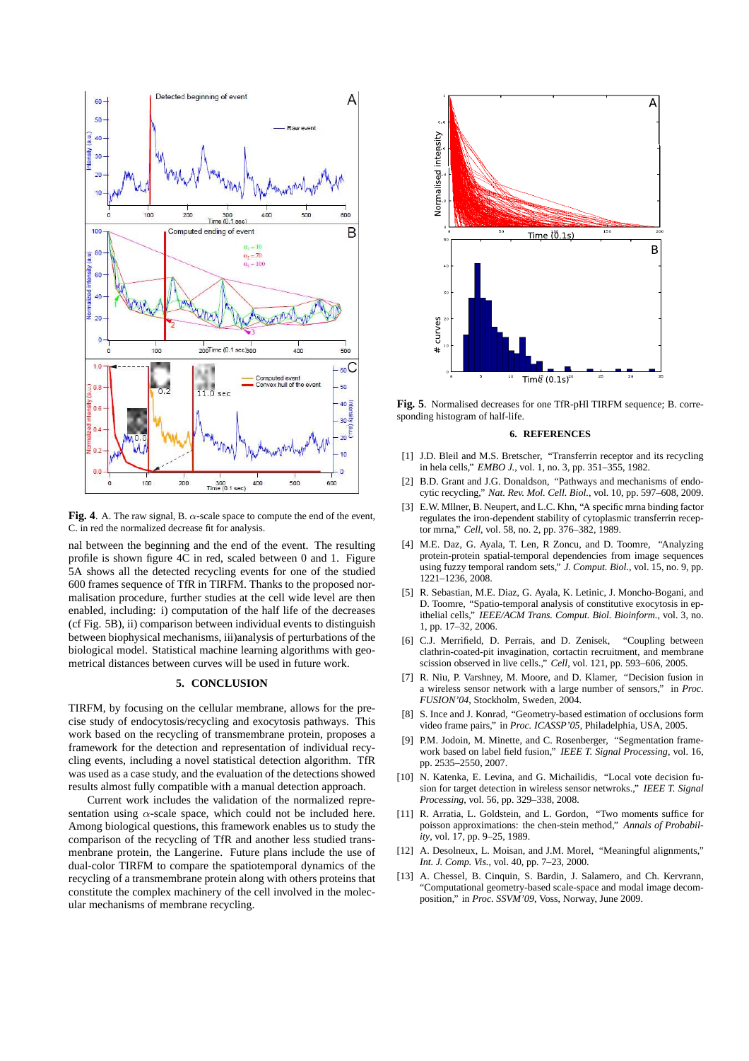Detected beginning of event

Raw event

Intensity (a.u.)

Time (0.1 sec)

A

Computed ending of event

$\alpha_1 = 10$

$\alpha_2 = 70$

$\alpha_3 = 100$

Normalised intensity (a.u.)

Time (0.1 sec)

B

Computed event

Convex hull of the event

Normalized intensity (a.u.)

Intensity (a.u.)

Time (0.1 sec)

C

**Fig. 4**. A. The raw signal, B. $\alpha$-scale space to compute the end of the event, C. in red the normalized decrease fit for analysis.

nal between the beginning and the end of the event. The resulting profile is shown figure 4C in red, scaled between 0 and 1. Figure 5A shows all the detected recycling events for one of the studied 600 frames sequence of TfR in TIRFM. Thanks to the proposed normalisation procedure, further studies at the cell wide level are then enabled, including: i) computation of the half life of the decreases (cf Fig. 5B), ii) comparison between individual events to distinguish between biophysical mechanisms, iii)analysis of perturbations of the biological model. Statistical machine learning algorithms with geometrical distances between curves will be used in future work.

## 5. CONCLUSION

TIRFM, by focusing on the cellular membrane, allows for the precise study of endocytosis/recycling and exocytosis pathways. This work based on the recycling of transmembrane protein, proposes a framework for the detection and representation of individual recycling events, including a novel statistical detection algorithm. TfR was used as a case study, and the evaluation of the detections showed results almost fully compatible with a manual detection approach.

Current work includes the validation of the normalized representation using $\alpha$-scale space, which could not be included here. Among biological questions, this framework enables us to study the comparison of the recycling of TfR and another less studied transmenbrane protein, the Langerine. Future plans include the use of dual-color TIRFM to compare the spatiotemporal dynamics of the recycling of a transmembrane protein along with others proteins that constitute the complex machinery of the cell involved in the molecular mechanisms of membrane recycling.

Normalised intesity

Time (0.1s)

A

# curves

Time (0.1s)

B

**Fig. 5**. Normalised decreases for one TfR-pHl TIRFM sequence; B. corresponding histogram of half-life.

## 6. REFERENCES

[1] J.D. Bleil and M.S. Bretscher, "Transferrin receptor and its recycling in hela cells," *EMBO J.*, vol. 1, no. 3, pp. 351–355, 1982.

[2] B.D. Grant and J.G. Donaldson, "Pathways and mechanisms of endocytic recycling," *Nat. Rev. Mol. Cell. Biol.*, vol. 10, pp. 597–608, 2009.

[3] E.W. Mllner, B. Neupert, and L.C. Khn, "A specific mrna binding factor regulates the iron-dependent stability of cytoplasmic transferrin receptor mrna," *Cell*, vol. 58, no. 2, pp. 376–382, 1989.

[4] M.E. Daz, G. Ayala, T. Len, R Zoncu, and D. Toomre, "Analyzing protein-protein spatial-temporal dependencies from image sequences using fuzzy temporal random sets," *J. Comput. Biol.*, vol. 15, no. 9, pp. 1221–1236, 2008.

[5] R. Sebastian, M.E. Diaz, G. Ayala, K. Letinic, J. Moncho-Bogani, and D. Toomre, "Spatio-temporal analysis of constitutive exocytosis in epithelial cells," *IEEE/ACM Trans. Comput. Biol. Bioinform.*, vol. 3, no. 1, pp. 17–32, 2006.

[6] C.J. Merrifield, D. Perrais, and D. Zenisek, "Coupling between clathrin-coated-pit invagination, cortactin recruitment, and membrane scission observed in live cells.," *Cell*, vol. 121, pp. 593–606, 2005.

[7] R. Niu, P. Varshney, M. Moore, and D. Klamer, "Decision fusion in a wireless sensor network with a large number of sensors," in *Proc. FUSION'04*, Stockholm, Sweden, 2004.

[8] S. Ince and J. Konrad, "Geometry-based estimation of occlusions form video frame pairs," in *Proc. ICASSP'05*, Philadelphia, USA, 2005.

[9] P.M. Jodoin, M. Minette, and C. Rosenberger, "Segmentation framework based on label field fusion," *IEEE T. Signal Processing*, vol. 16, pp. 2535–2550, 2007.

[10] N. Katenka, E. Levina, and G. Michailidis, "Local vote decision fusion for target detection in wireless sensor netwroks.," *IEEE T. Signal Processing*, vol. 56, pp. 329–338, 2008.

[11] R. Arratia, L. Goldstein, and L. Gordon, "Two moments suffice for poisson approximations: the chen-stein method," *Annals of Probability*, vol. 17, pp. 9–25, 1989.

[12] A. Desolneux, L. Moisan, and J.M. Morel, "Meaningful alignments," *Int. J. Comp. Vis.*, vol. 40, pp. 7–23, 2000.

[13] A. Chessel, B. Cinquin, S. Bardin, J. Salamero, and Ch. Kervrann, "Computational geometry-based scale-space and modal image decomposition," in *Proc. SSVM'09*, Voss, Norway, June 2009.